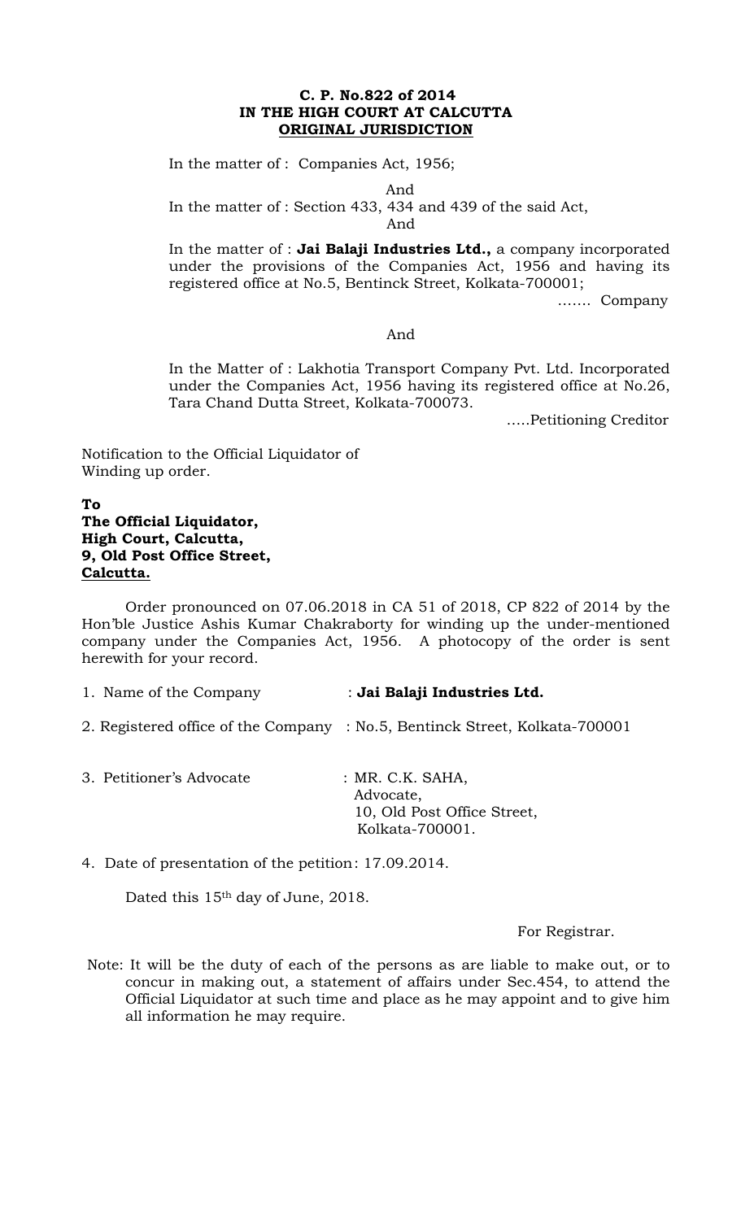**C. P. No.822 of 2014**
**IN THE HIGH COURT AT CALCUTTA**
**ORIGINAL JURISDICTION**

In the matter of : Companies Act, 1956;

And

In the matter of : Section 433, 434 and 439 of the said Act,

And

In the matter of : **Jai Balaji Industries Ltd.,** a company incorporated under the provisions of the Companies Act, 1956 and having its registered office at No.5, Bentinck Street, Kolkata-700001;

……. Company

And

In the Matter of : Lakhotia Transport Company Pvt. Ltd. Incorporated under the Companies Act, 1956 having its registered office at No.26, Tara Chand Dutta Street, Kolkata-700073.

…..Petitioning Creditor

Notification to the Official Liquidator of Winding up order.

**To**
**The Official Liquidator,**
**High Court, Calcutta,**
**9, Old Post Office Street,**
**Calcutta.**

Order pronounced on 07.06.2018 in CA 51 of 2018, CP 822 of 2014 by the Hon'ble Justice Ashis Kumar Chakraborty for winding up the under-mentioned company under the Companies Act, 1956. A photocopy of the order is sent herewith for your record.

1. Name of the Company : **Jai Balaji Industries Ltd.**
2. Registered office of the Company : No.5, Bentinck Street, Kolkata-700001
3. Petitioner's Advocate : MR. C.K. SAHA, Advocate, 10, Old Post Office Street, Kolkata-700001.
4. Date of presentation of the petition: 17.09.2014.

Dated this 15th day of June, 2018.

For Registrar.

Note: It will be the duty of each of the persons as are liable to make out, or to concur in making out, a statement of affairs under Sec.454, to attend the Official Liquidator at such time and place as he may appoint and to give him all information he may require.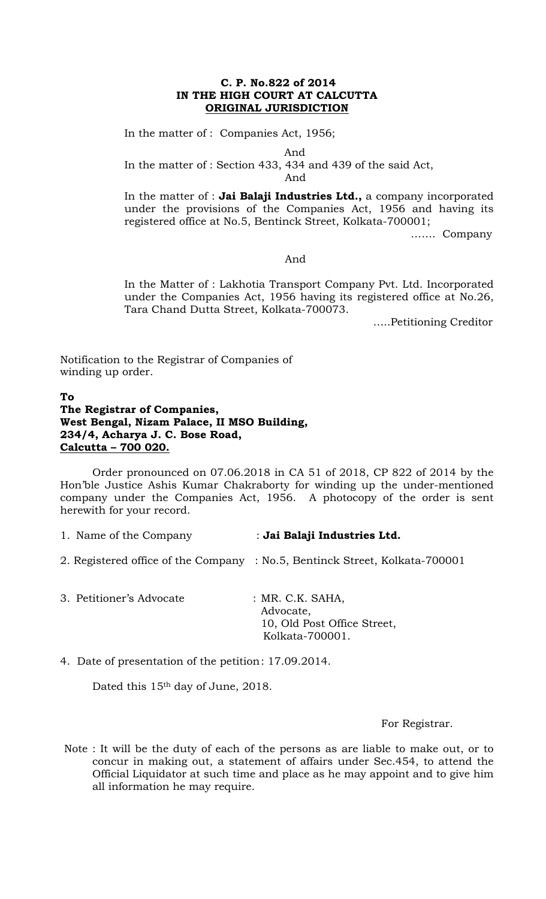**C. P. No.822 of 2014**
**IN THE HIGH COURT AT CALCUTTA**
**ORIGINAL JURISDICTION**

In the matter of : Companies Act, 1956;

And

In the matter of : Section 433, 434 and 439 of the said Act,

And

In the matter of : **Jai Balaji Industries Ltd.,** a company incorporated under the provisions of the Companies Act, 1956 and having its registered office at No.5, Bentinck Street, Kolkata-700001;

……. Company

And

In the Matter of : Lakhotia Transport Company Pvt. Ltd. Incorporated under the Companies Act, 1956 having its registered office at No.26, Tara Chand Dutta Street, Kolkata-700073.

…..Petitioning Creditor

Notification to the Registrar of Companies of winding up order.

**To**
**The Registrar of Companies,**
**West Bengal, Nizam Palace, II MSO Building,**
**234/4, Acharya J. C. Bose Road,**
**Calcutta – 700 020.**

Order pronounced on 07.06.2018 in CA 51 of 2018, CP 822 of 2014 by the Hon'ble Justice Ashis Kumar Chakraborty for winding up the under-mentioned company under the Companies Act, 1956. A photocopy of the order is sent herewith for your record.

1. Name of the Company : **Jai Balaji Industries Ltd.**
2. Registered office of the Company : No.5, Bentinck Street, Kolkata-700001
3. Petitioner's Advocate : MR. C.K. SAHA, Advocate, 10, Old Post Office Street, Kolkata-700001.
4. Date of presentation of the petition : 17.09.2014.

Dated this 15th day of June, 2018.

For Registrar.

Note : It will be the duty of each of the persons as are liable to make out, or to concur in making out, a statement of affairs under Sec.454, to attend the Official Liquidator at such time and place as he may appoint and to give him all information he may require.